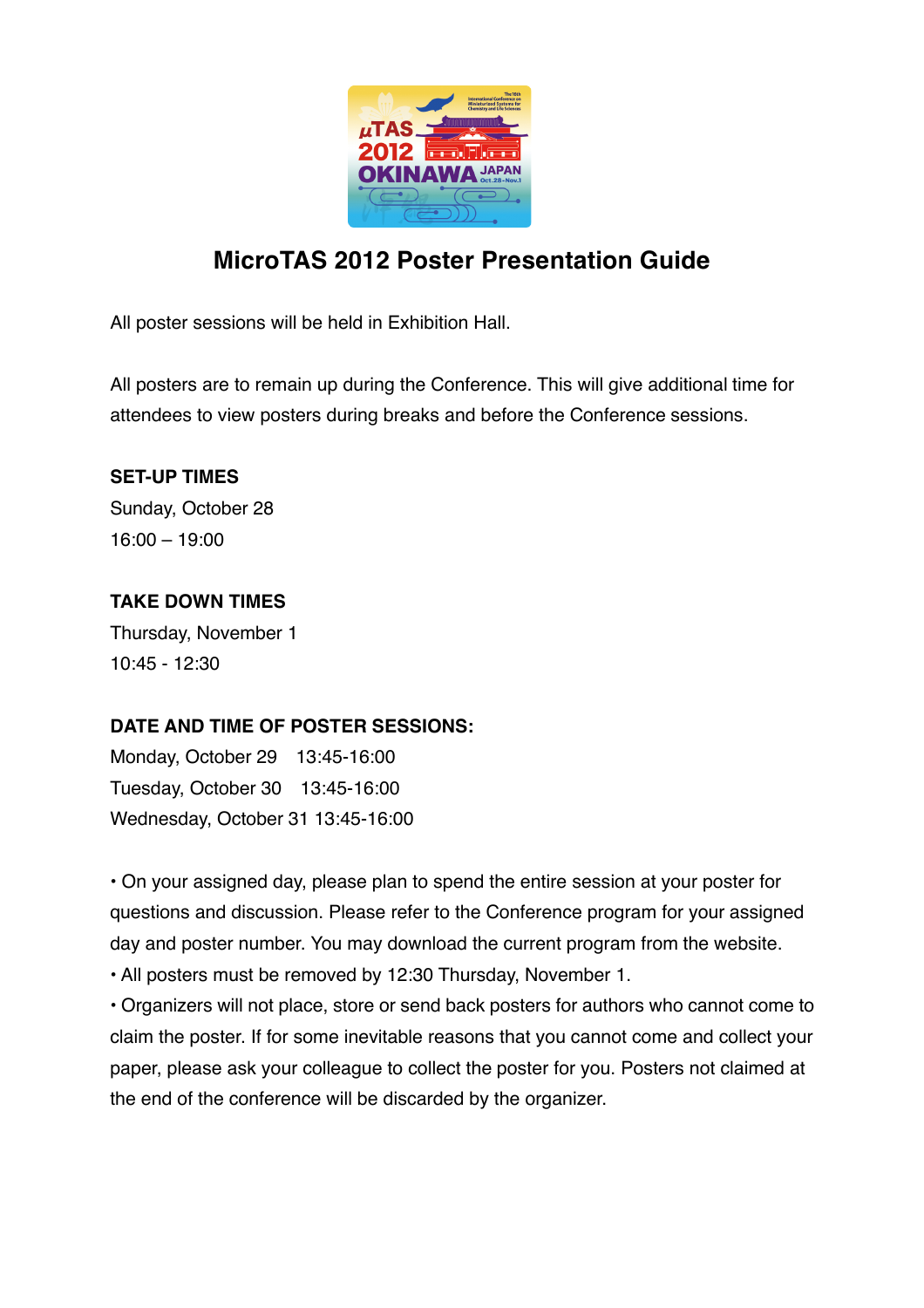# MicroTAS 2012 Poster Presentation Guide

All poster sessions will be held in Exhibition Hall.

All posters are to remain up during the Conference. This will give additional time for attendees to view posters during breaks and before the Conference sessions.

**SET-UP TIMES**

Sunday, October 28

16:00 – 19:00

**TAKE DOWN TIMES**

Thursday, November 1

10:45 - 12:30

**DATE AND TIME OF POSTER SESSIONS:**

Monday, October 29 13:45-16:00

Tuesday, October 30 13:45-16:00

Wednesday, October 31 13:45-16:00

- On your assigned day, please plan to spend the entire session at your poster for questions and discussion. Please refer to the Conference program for your assigned day and poster number. You may download the current program from the website.
- All posters must be removed by 12:30 Thursday, November 1.
- Organizers will not place, store or send back posters for authors who cannot come to claim the poster. If for some inevitable reasons that you cannot come and collect your paper, please ask your colleague to collect the poster for you. Posters not claimed at the end of the conference will be discarded by the organizer.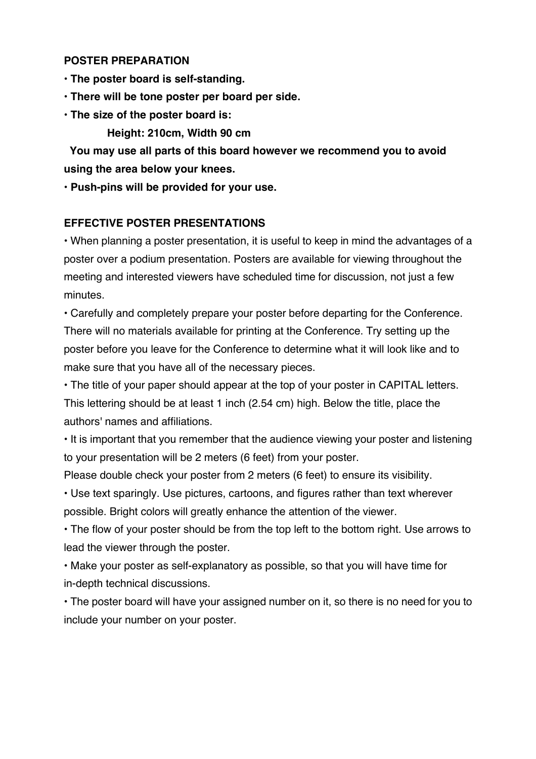## POSTER PREPARATION

- **The poster board is self-standing.**
- **There will be tone poster per board per side.**
- **The size of the poster board is:**

  **Height: 210cm, Width 90 cm**

  **You may use all parts of this board however we recommend you to avoid using the area below your knees.**
- **Push-pins will be provided for your use.**

## EFFECTIVE POSTER PRESENTATIONS

- When planning a poster presentation, it is useful to keep in mind the advantages of a poster over a podium presentation. Posters are available for viewing throughout the meeting and interested viewers have scheduled time for discussion, not just a few minutes.
- Carefully and completely prepare your poster before departing for the Conference. There will no materials available for printing at the Conference. Try setting up the poster before you leave for the Conference to determine what it will look like and to make sure that you have all of the necessary pieces.
- The title of your paper should appear at the top of your poster in CAPITAL letters. This lettering should be at least 1 inch (2.54 cm) high. Below the title, place the authors' names and affiliations.
- It is important that you remember that the audience viewing your poster and listening to your presentation will be 2 meters (6 feet) from your poster.
  Please double check your poster from 2 meters (6 feet) to ensure its visibility.
- Use text sparingly. Use pictures, cartoons, and figures rather than text wherever possible. Bright colors will greatly enhance the attention of the viewer.
- The flow of your poster should be from the top left to the bottom right. Use arrows to lead the viewer through the poster.
- Make your poster as self-explanatory as possible, so that you will have time for in-depth technical discussions.
- The poster board will have your assigned number on it, so there is no need for you to include your number on your poster.